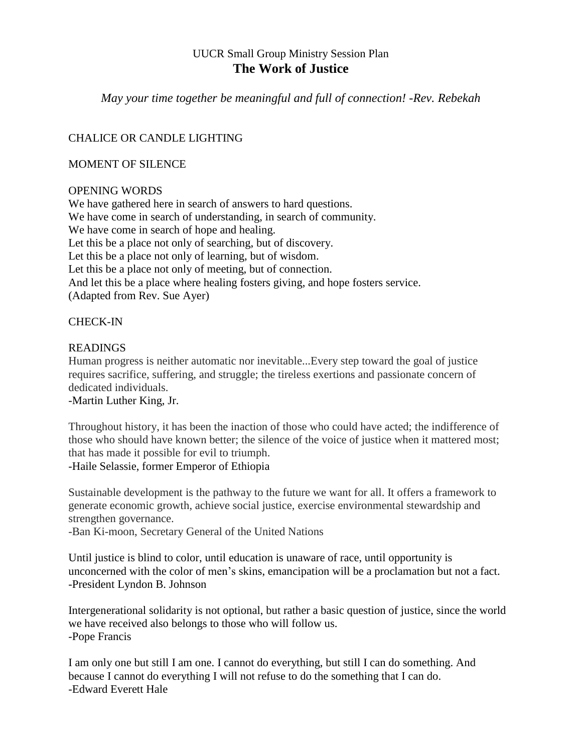UUCR Small Group Ministry Session Plan

# The Work of Justice

*May your time together be meaningful and full of connection! -Rev. Rebekah*

CHALICE OR CANDLE LIGHTING

MOMENT OF SILENCE

OPENING WORDS

We have gathered here in search of answers to hard questions.
We have come in search of understanding, in search of community.
We have come in search of hope and healing.
Let this be a place not only of searching, but of discovery.
Let this be a place not only of learning, but of wisdom.
Let this be a place not only of meeting, but of connection.
And let this be a place where healing fosters giving, and hope fosters service.
(Adapted from Rev. Sue Ayer)

CHECK-IN

READINGS

Human progress is neither automatic nor inevitable...Every step toward the goal of justice requires sacrifice, suffering, and struggle; the tireless exertions and passionate concern of dedicated individuals.
-Martin Luther King, Jr.

Throughout history, it has been the inaction of those who could have acted; the indifference of those who should have known better; the silence of the voice of justice when it mattered most; that has made it possible for evil to triumph.
-Haile Selassie, former Emperor of Ethiopia

Sustainable development is the pathway to the future we want for all. It offers a framework to generate economic growth, achieve social justice, exercise environmental stewardship and strengthen governance.
-Ban Ki-moon, Secretary General of the United Nations

Until justice is blind to color, until education is unaware of race, until opportunity is unconcerned with the color of men's skins, emancipation will be a proclamation but not a fact.
-President Lyndon B. Johnson

Intergenerational solidarity is not optional, but rather a basic question of justice, since the world we have received also belongs to those who will follow us.
-Pope Francis

I am only one but still I am one. I cannot do everything, but still I can do something. And because I cannot do everything I will not refuse to do the something that I can do.
-Edward Everett Hale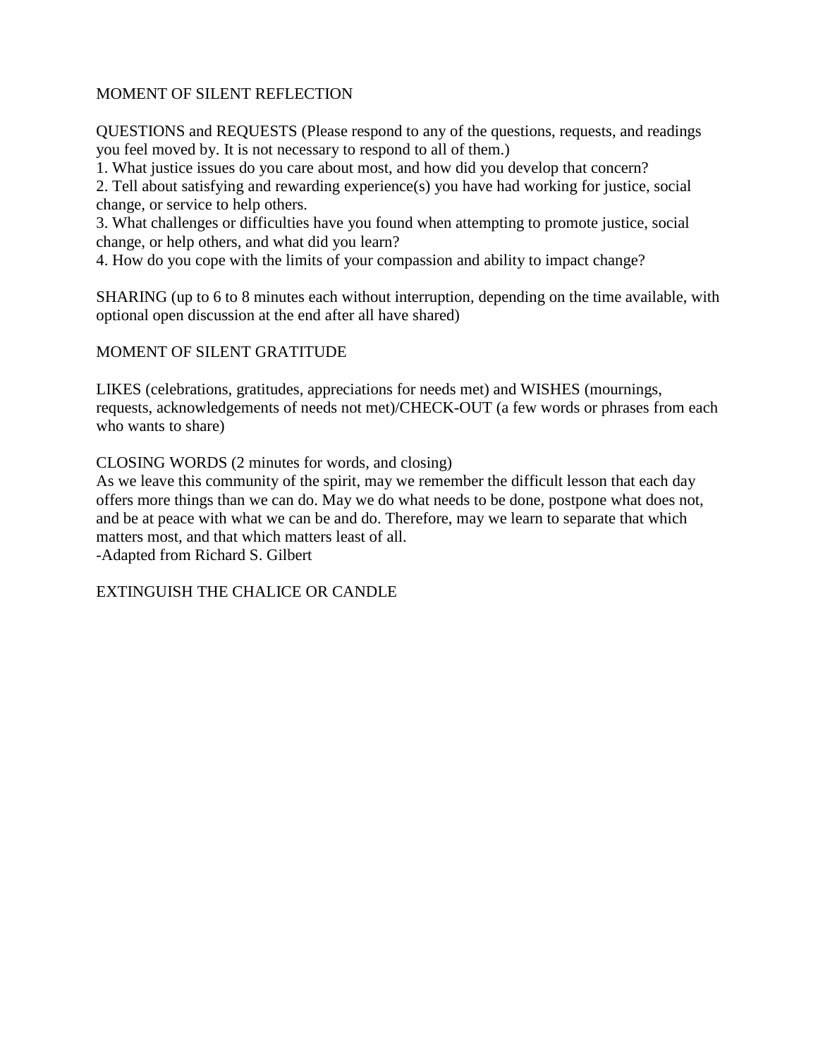MOMENT OF SILENT REFLECTION

QUESTIONS and REQUESTS (Please respond to any of the questions, requests, and readings you feel moved by. It is not necessary to respond to all of them.)

1. What justice issues do you care about most, and how did you develop that concern?
2. Tell about satisfying and rewarding experience(s) you have had working for justice, social change, or service to help others.
3. What challenges or difficulties have you found when attempting to promote justice, social change, or help others, and what did you learn?
4. How do you cope with the limits of your compassion and ability to impact change?

SHARING (up to 6 to 8 minutes each without interruption, depending on the time available, with optional open discussion at the end after all have shared)

MOMENT OF SILENT GRATITUDE

LIKES (celebrations, gratitudes, appreciations for needs met) and WISHES (mournings, requests, acknowledgements of needs not met)/CHECK-OUT (a few words or phrases from each who wants to share)

CLOSING WORDS (2 minutes for words, and closing)
As we leave this community of the spirit, may we remember the difficult lesson that each day offers more things than we can do. May we do what needs to be done, postpone what does not, and be at peace with what we can be and do. Therefore, may we learn to separate that which matters most, and that which matters least of all.
-Adapted from Richard S. Gilbert

EXTINGUISH THE CHALICE OR CANDLE